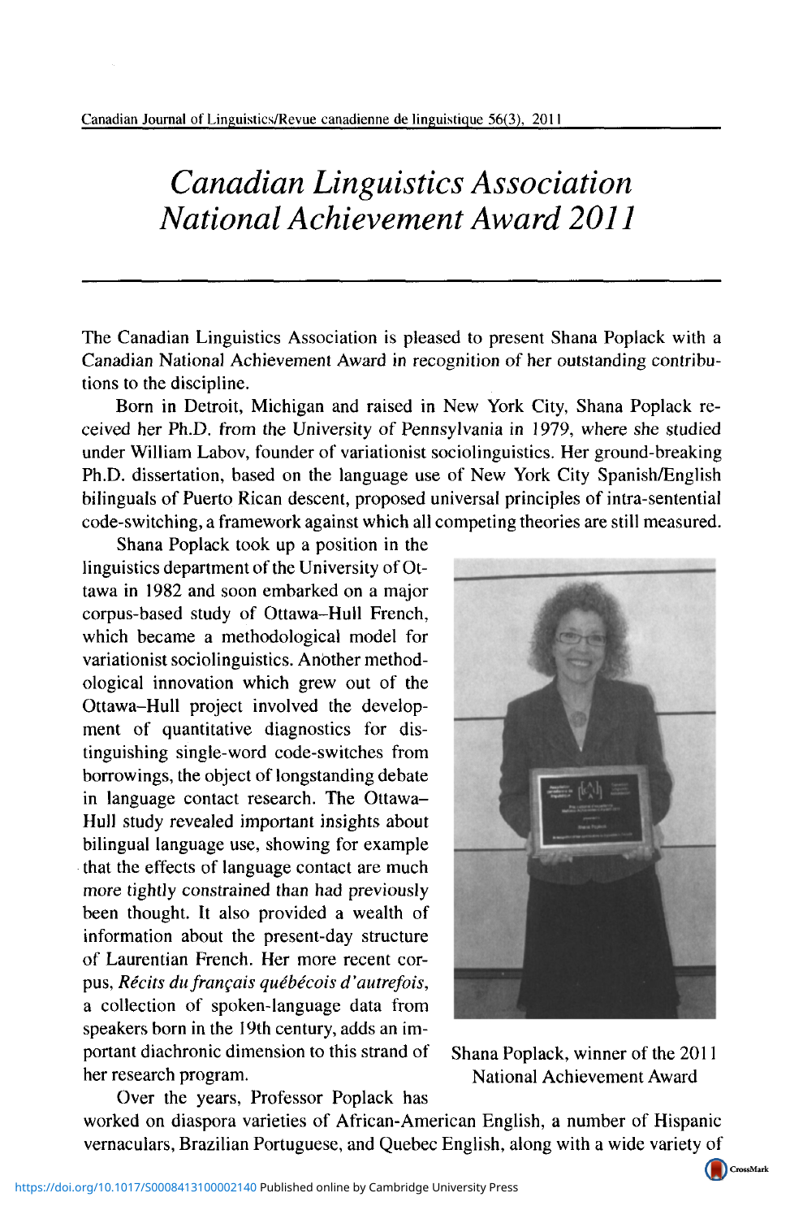# Canadian Linguistics Association National Achievement Award 2011

The Canadian Linguistics Association is pleased to present Shana Poplack with a Canadian National Achievement Award in recognition of her outstanding contributions to the discipline.

Born in Detroit, Michigan and raised in New York City, Shana Poplack received her Ph.D. from the University of Pennsylvania in 1979, where she studied under William Labov, founder of variationist sociolinguistics. Her ground-breaking Ph.D. dissertation, based on the language use of New York City Spanish/English bilinguals of Puerto Rican descent, proposed universal principles of intra-sentential code-switching, a framework against which all competing theories are still measured.

Shana Poplack took up a position in the linguistics department of the University of Ottawa in 1982 and soon embarked on a major corpus-based study of Ottawa–Hull French, which became a methodological model for variationist sociolinguistics. Another methodological innovation which grew out of the Ottawa–Hull project involved the development of quantitative diagnostics for distinguishing single-word code-switches from borrowings, the object of longstanding debate in language contact research. The Ottawa–Hull study revealed important insights about bilingual language use, showing for example that the effects of language contact are much more tightly constrained than had previously been thought. It also provided a wealth of information about the present-day structure of Laurentian French. Her more recent corpus, *Récits du français québécois d'autrefois*, a collection of spoken-language data from speakers born in the 19th century, adds an important diachronic dimension to this strand of her research program.

Shana Poplack, winner of the 2011 National Achievement Award

Over the years, Professor Poplack has worked on diaspora varieties of African-American English, a number of Hispanic vernaculars, Brazilian Portuguese, and Quebec English, along with a wide variety of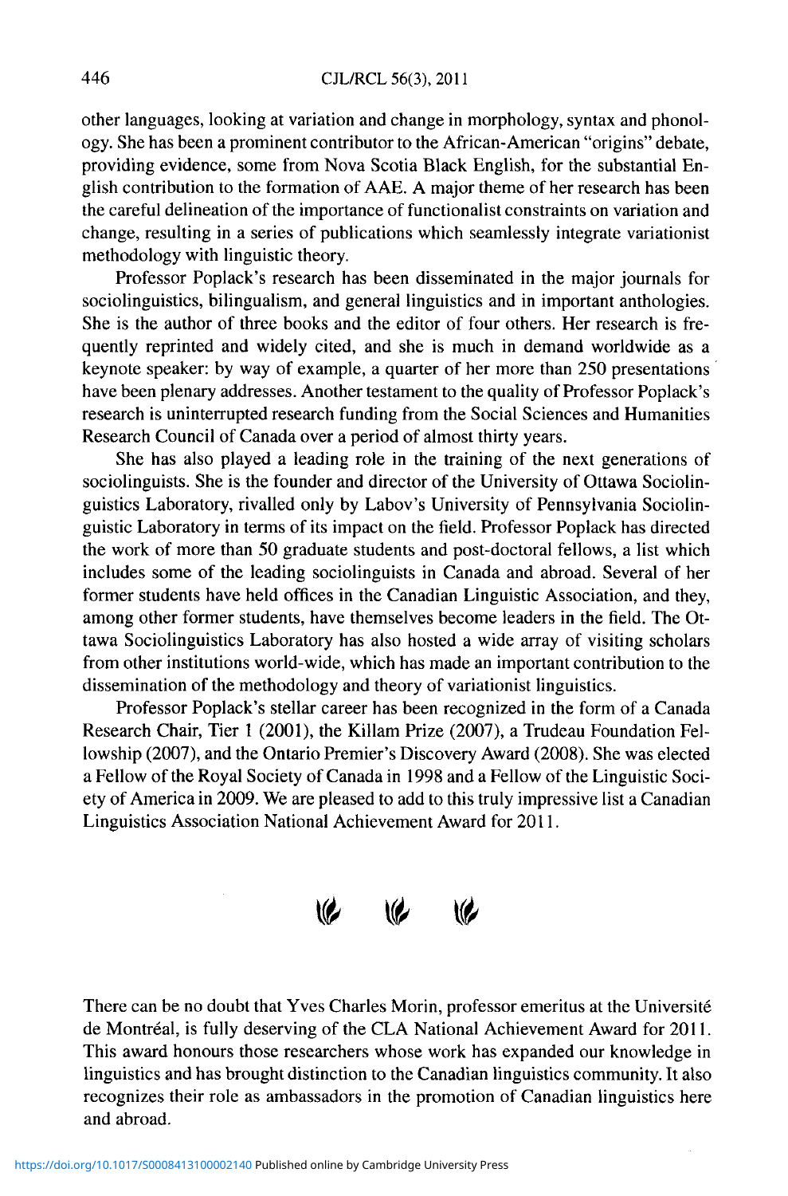other languages, looking at variation and change in morphology, syntax and phonology. She has been a prominent contributor to the African-American "origins" debate, providing evidence, some from Nova Scotia Black English, for the substantial English contribution to the formation of AAE. A major theme of her research has been the careful delineation of the importance of functionalist constraints on variation and change, resulting in a series of publications which seamlessly integrate variationist methodology with linguistic theory.

Professor Poplack's research has been disseminated in the major journals for sociolinguistics, bilingualism, and general linguistics and in important anthologies. She is the author of three books and the editor of four others. Her research is frequently reprinted and widely cited, and she is much in demand worldwide as a keynote speaker: by way of example, a quarter of her more than 250 presentations have been plenary addresses. Another testament to the quality of Professor Poplack's research is uninterrupted research funding from the Social Sciences and Humanities Research Council of Canada over a period of almost thirty years.

She has also played a leading role in the training of the next generations of sociolinguists. She is the founder and director of the University of Ottawa Sociolinguistics Laboratory, rivalled only by Labov's University of Pennsylvania Sociolinguistic Laboratory in terms of its impact on the field. Professor Poplack has directed the work of more than 50 graduate students and post-doctoral fellows, a list which includes some of the leading sociolinguists in Canada and abroad. Several of her former students have held offices in the Canadian Linguistic Association, and they, among other former students, have themselves become leaders in the field. The Ottawa Sociolinguistics Laboratory has also hosted a wide array of visiting scholars from other institutions world-wide, which has made an important contribution to the dissemination of the methodology and theory of variationist linguistics.

Professor Poplack's stellar career has been recognized in the form of a Canada Research Chair, Tier 1 (2001), the Killam Prize (2007), a Trudeau Foundation Fellowship (2007), and the Ontario Premier's Discovery Award (2008). She was elected a Fellow of the Royal Society of Canada in 1998 and a Fellow of the Linguistic Society of America in 2009. We are pleased to add to this truly impressive list a Canadian Linguistics Association National Achievement Award for 2011.

There can be no doubt that Yves Charles Morin, professor emeritus at the Université de Montréal, is fully deserving of the CLA National Achievement Award for 2011. This award honours those researchers whose work has expanded our knowledge in linguistics and has brought distinction to the Canadian linguistics community. It also recognizes their role as ambassadors in the promotion of Canadian linguistics here and abroad.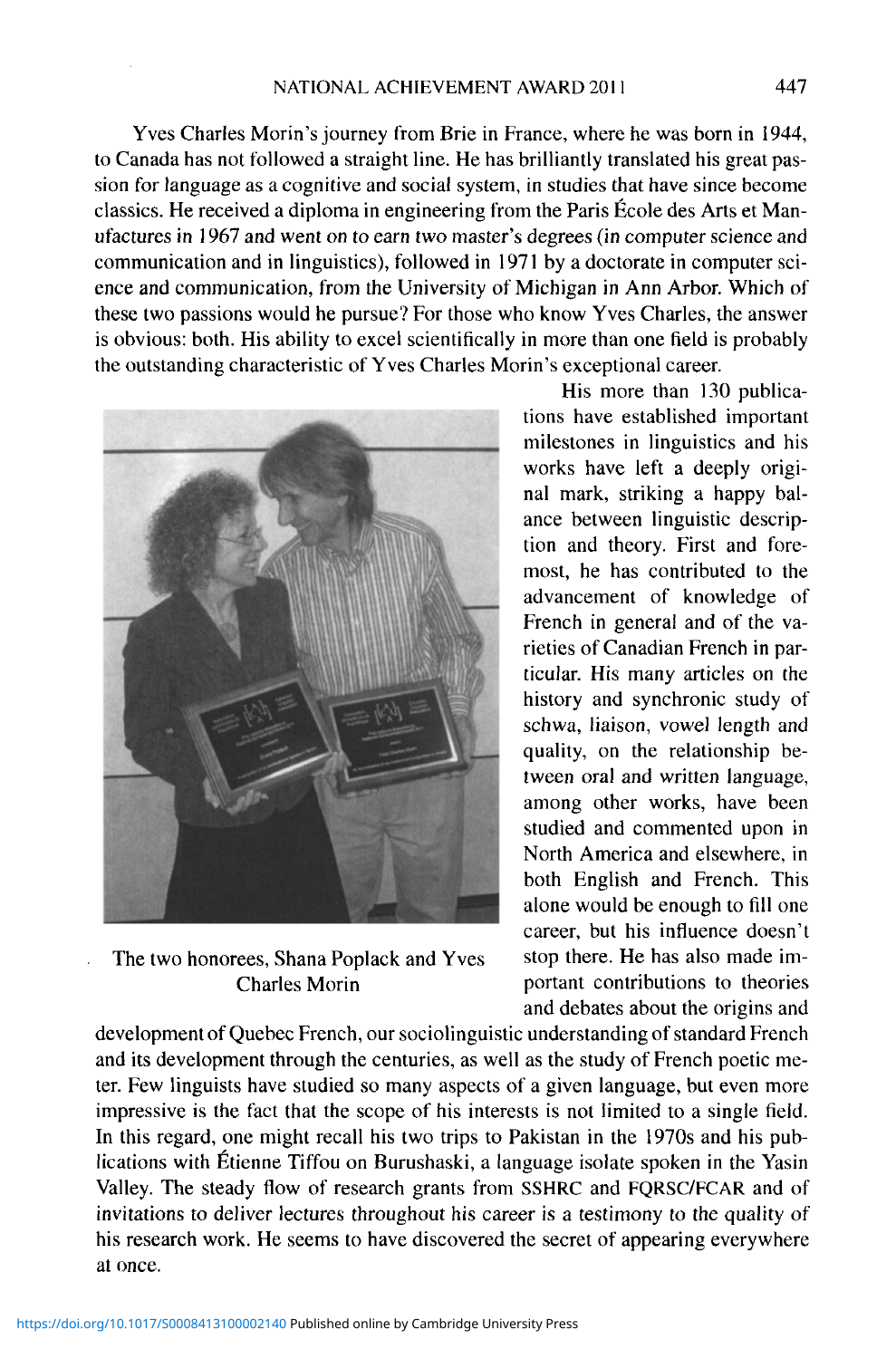Yves Charles Morin's journey from Brie in France, where he was born in 1944, to Canada has not followed a straight line. He has brilliantly translated his great passion for language as a cognitive and social system, in studies that have since become classics. He received a diploma in engineering from the Paris École des Arts et Manufactures in 1967 and went on to earn two master's degrees (in computer science and communication and in linguistics), followed in 1971 by a doctorate in computer science and communication, from the University of Michigan in Ann Arbor. Which of these two passions would he pursue? For those who know Yves Charles, the answer is obvious: both. His ability to excel scientifically in more than one field is probably the outstanding characteristic of Yves Charles Morin's exceptional career.

The two honorees, Shana Poplack and Yves Charles Morin

His more than 130 publications have established important milestones in linguistics and his works have left a deeply original mark, striking a happy balance between linguistic description and theory. First and foremost, he has contributed to the advancement of knowledge of French in general and of the varieties of Canadian French in particular. His many articles on the history and synchronic study of schwa, liaison, vowel length and quality, on the relationship between oral and written language, among other works, have been studied and commented upon in North America and elsewhere, in both English and French. This alone would be enough to fill one career, but his influence doesn't stop there. He has also made important contributions to theories and debates about the origins and development of Quebec French, our sociolinguistic understanding of standard French and its development through the centuries, as well as the study of French poetic meter. Few linguists have studied so many aspects of a given language, but even more impressive is the fact that the scope of his interests is not limited to a single field. In this regard, one might recall his two trips to Pakistan in the 1970s and his publications with Étienne Tiffou on Burushaski, a language isolate spoken in the Yasin Valley. The steady flow of research grants from SSHRC and FQRSC/FCAR and of invitations to deliver lectures throughout his career is a testimony to the quality of his research work. He seems to have discovered the secret of appearing everywhere at once.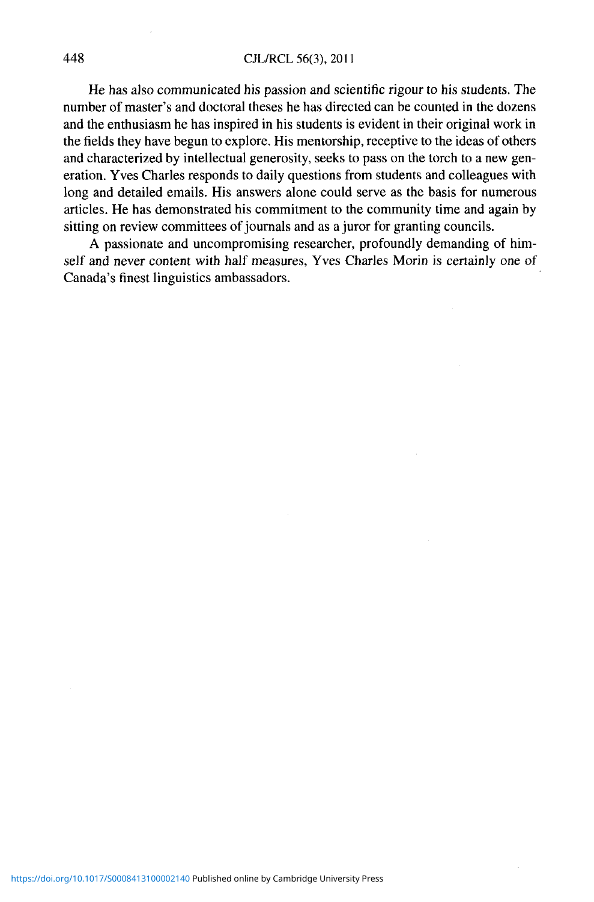He has also communicated his passion and scientific rigour to his students. The number of master's and doctoral theses he has directed can be counted in the dozens and the enthusiasm he has inspired in his students is evident in their original work in the fields they have begun to explore. His mentorship, receptive to the ideas of others and characterized by intellectual generosity, seeks to pass on the torch to a new generation. Yves Charles responds to daily questions from students and colleagues with long and detailed emails. His answers alone could serve as the basis for numerous articles. He has demonstrated his commitment to the community time and again by sitting on review committees of journals and as a juror for granting councils.

A passionate and uncompromising researcher, profoundly demanding of himself and never content with half measures, Yves Charles Morin is certainly one of Canada's finest linguistics ambassadors.